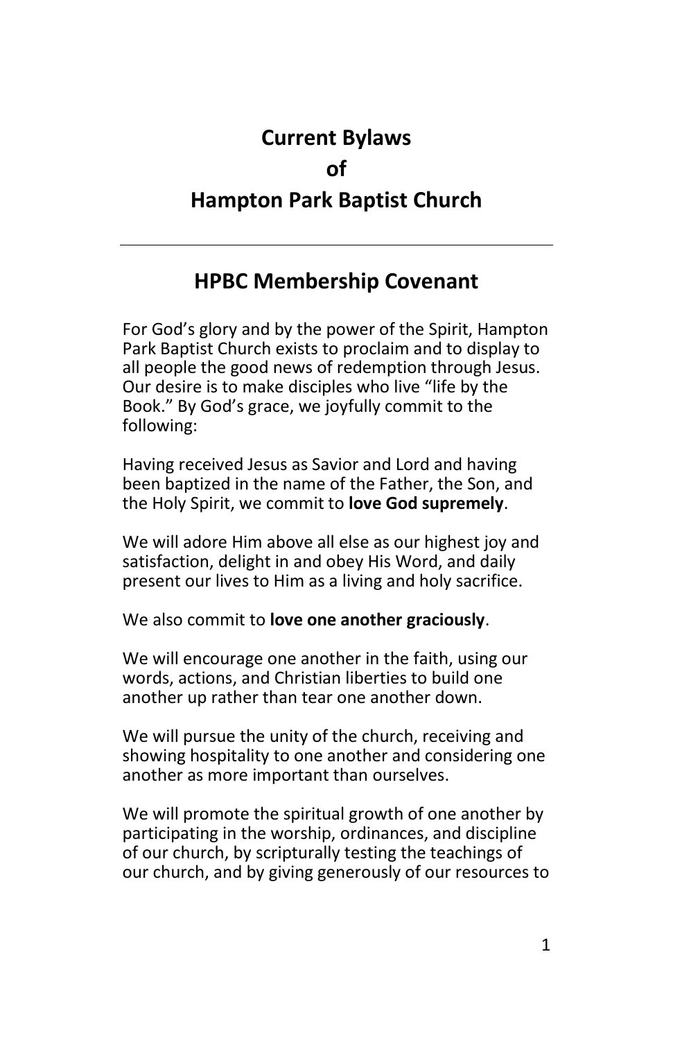# Current Bylaws
# of
# Hampton Park Baptist Church

---

## HPBC Membership Covenant

For God's glory and by the power of the Spirit, Hampton Park Baptist Church exists to proclaim and to display to all people the good news of redemption through Jesus. Our desire is to make disciples who live "life by the Book." By God's grace, we joyfully commit to the following:

Having received Jesus as Savior and Lord and having been baptized in the name of the Father, the Son, and the Holy Spirit, we commit to **love God supremely**.

We will adore Him above all else as our highest joy and satisfaction, delight in and obey His Word, and daily present our lives to Him as a living and holy sacrifice.

We also commit to **love one another graciously**.

We will encourage one another in the faith, using our words, actions, and Christian liberties to build one another up rather than tear one another down.

We will pursue the unity of the church, receiving and showing hospitality to one another and considering one another as more important than ourselves.

We will promote the spiritual growth of one another by participating in the worship, ordinances, and discipline of our church, by scripturally testing the teachings of our church, and by giving generously of our resources to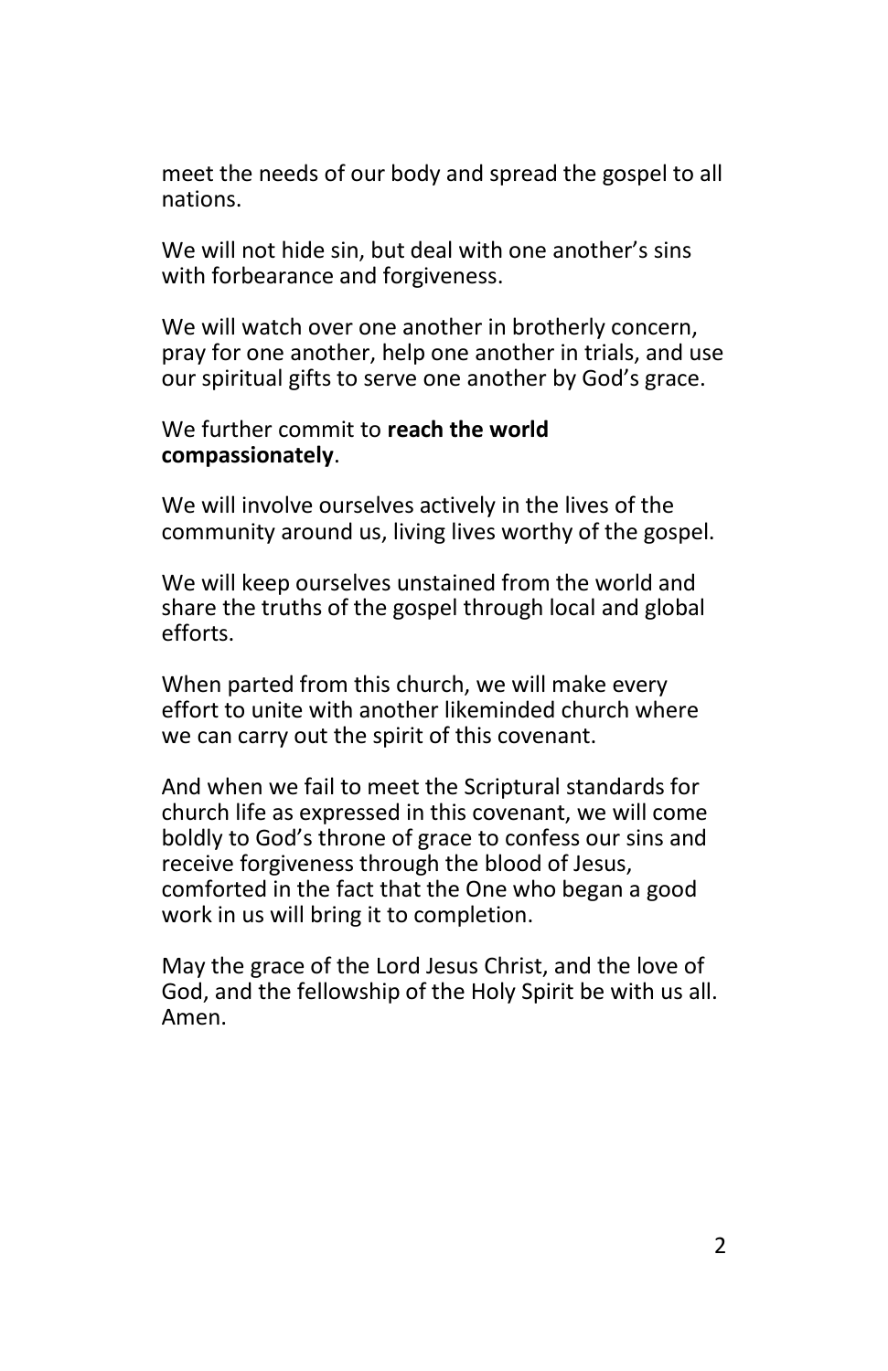meet the needs of our body and spread the gospel to all nations.

We will not hide sin, but deal with one another's sins with forbearance and forgiveness.

We will watch over one another in brotherly concern, pray for one another, help one another in trials, and use our spiritual gifts to serve one another by God's grace.

We further commit to **reach the world compassionately**.

We will involve ourselves actively in the lives of the community around us, living lives worthy of the gospel.

We will keep ourselves unstained from the world and share the truths of the gospel through local and global efforts.

When parted from this church, we will make every effort to unite with another likeminded church where we can carry out the spirit of this covenant.

And when we fail to meet the Scriptural standards for church life as expressed in this covenant, we will come boldly to God's throne of grace to confess our sins and receive forgiveness through the blood of Jesus, comforted in the fact that the One who began a good work in us will bring it to completion.

May the grace of the Lord Jesus Christ, and the love of God, and the fellowship of the Holy Spirit be with us all. Amen.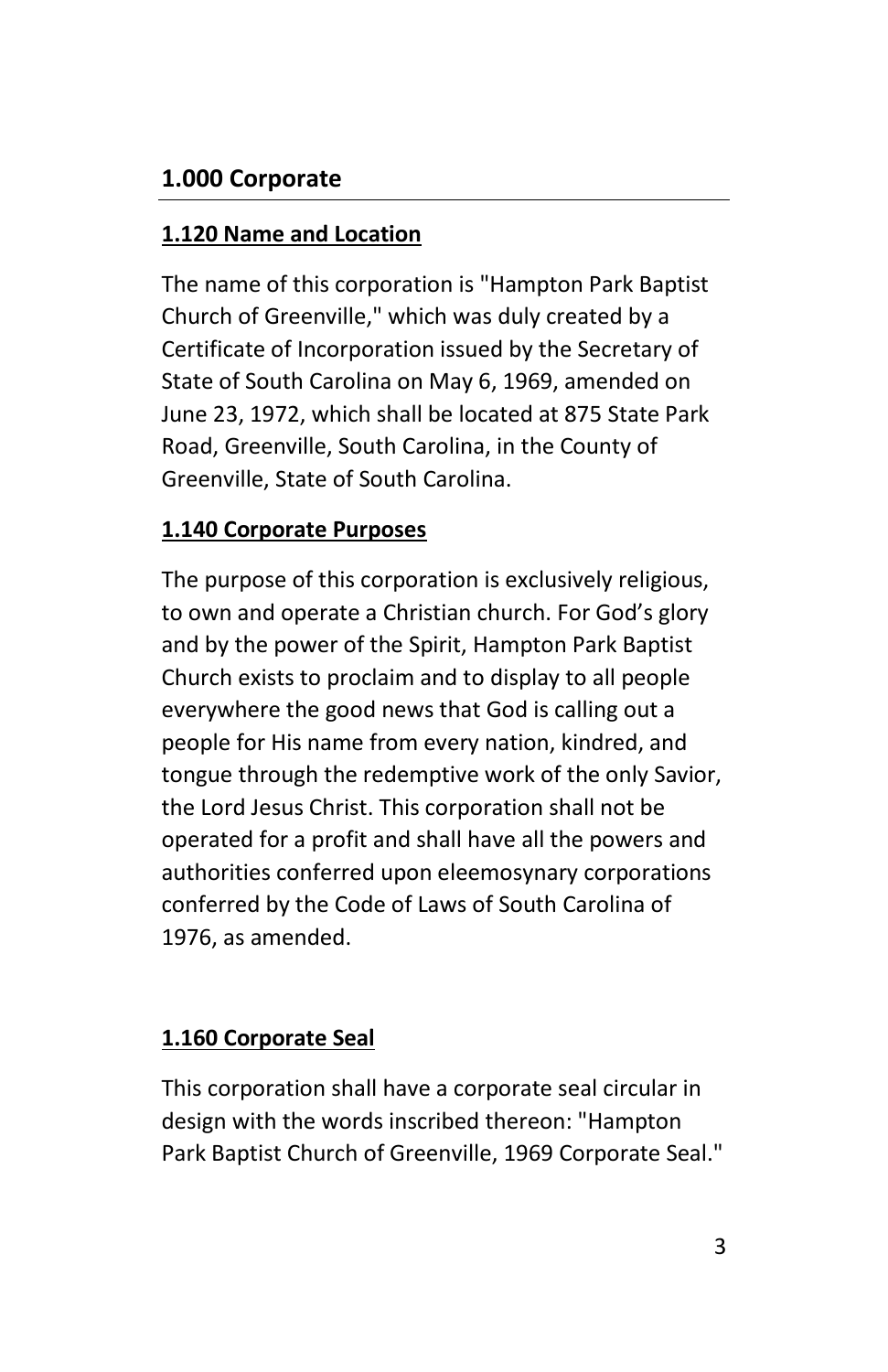## 1.000 Corporate

### 1.120 Name and Location

The name of this corporation is "Hampton Park Baptist Church of Greenville," which was duly created by a Certificate of Incorporation issued by the Secretary of State of South Carolina on May 6, 1969, amended on June 23, 1972, which shall be located at 875 State Park Road, Greenville, South Carolina, in the County of Greenville, State of South Carolina.

### 1.140 Corporate Purposes

The purpose of this corporation is exclusively religious, to own and operate a Christian church. For God's glory and by the power of the Spirit, Hampton Park Baptist Church exists to proclaim and to display to all people everywhere the good news that God is calling out a people for His name from every nation, kindred, and tongue through the redemptive work of the only Savior, the Lord Jesus Christ. This corporation shall not be operated for a profit and shall have all the powers and authorities conferred upon eleemosynary corporations conferred by the Code of Laws of South Carolina of 1976, as amended.

### 1.160 Corporate Seal

This corporation shall have a corporate seal circular in design with the words inscribed thereon: "Hampton Park Baptist Church of Greenville, 1969 Corporate Seal."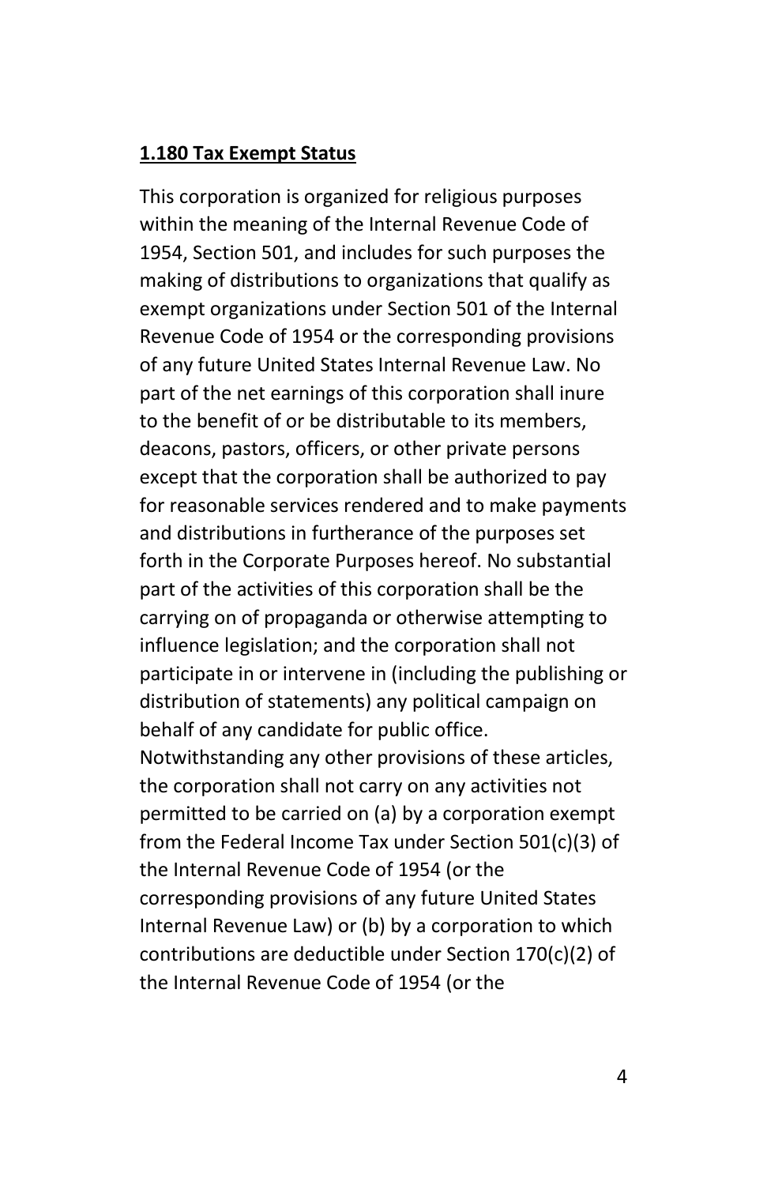**1.180 Tax Exempt Status**

This corporation is organized for religious purposes within the meaning of the Internal Revenue Code of 1954, Section 501, and includes for such purposes the making of distributions to organizations that qualify as exempt organizations under Section 501 of the Internal Revenue Code of 1954 or the corresponding provisions of any future United States Internal Revenue Law. No part of the net earnings of this corporation shall inure to the benefit of or be distributable to its members, deacons, pastors, officers, or other private persons except that the corporation shall be authorized to pay for reasonable services rendered and to make payments and distributions in furtherance of the purposes set forth in the Corporate Purposes hereof. No substantial part of the activities of this corporation shall be the carrying on of propaganda or otherwise attempting to influence legislation; and the corporation shall not participate in or intervene in (including the publishing or distribution of statements) any political campaign on behalf of any candidate for public office. Notwithstanding any other provisions of these articles, the corporation shall not carry on any activities not permitted to be carried on (a) by a corporation exempt from the Federal Income Tax under Section 501(c)(3) of the Internal Revenue Code of 1954 (or the corresponding provisions of any future United States Internal Revenue Law) or (b) by a corporation to which contributions are deductible under Section 170(c)(2) of the Internal Revenue Code of 1954 (or the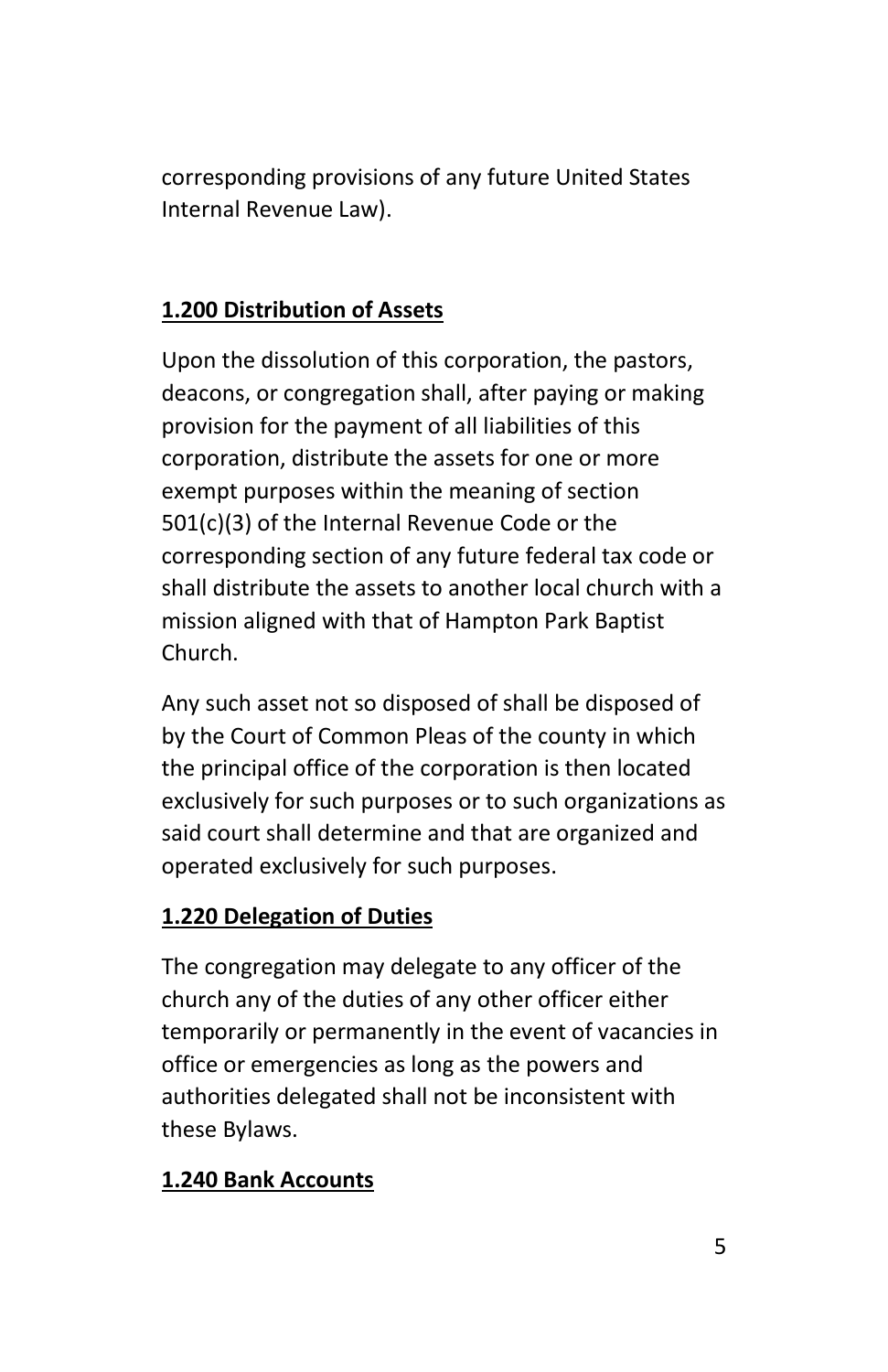corresponding provisions of any future United States Internal Revenue Law).

**1.200 Distribution of Assets**

Upon the dissolution of this corporation, the pastors, deacons, or congregation shall, after paying or making provision for the payment of all liabilities of this corporation, distribute the assets for one or more exempt purposes within the meaning of section 501(c)(3) of the Internal Revenue Code or the corresponding section of any future federal tax code or shall distribute the assets to another local church with a mission aligned with that of Hampton Park Baptist Church.

Any such asset not so disposed of shall be disposed of by the Court of Common Pleas of the county in which the principal office of the corporation is then located exclusively for such purposes or to such organizations as said court shall determine and that are organized and operated exclusively for such purposes.

**1.220 Delegation of Duties**

The congregation may delegate to any officer of the church any of the duties of any other officer either temporarily or permanently in the event of vacancies in office or emergencies as long as the powers and authorities delegated shall not be inconsistent with these Bylaws.

**1.240 Bank Accounts**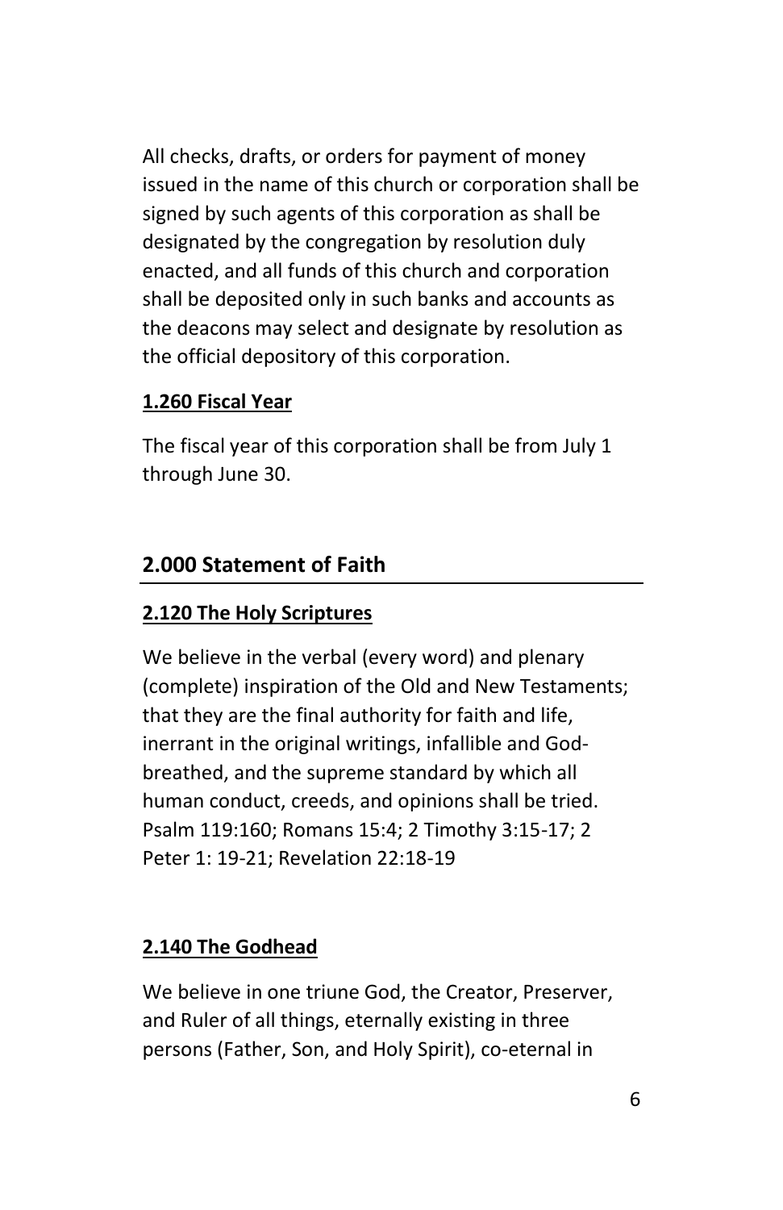All checks, drafts, or orders for payment of money issued in the name of this church or corporation shall be signed by such agents of this corporation as shall be designated by the congregation by resolution duly enacted, and all funds of this church and corporation shall be deposited only in such banks and accounts as the deacons may select and designate by resolution as the official depository of this corporation.

### 1.260 Fiscal Year

The fiscal year of this corporation shall be from July 1 through June 30.

## 2.000 Statement of Faith

### 2.120 The Holy Scriptures

We believe in the verbal (every word) and plenary (complete) inspiration of the Old and New Testaments; that they are the final authority for faith and life, inerrant in the original writings, infallible and God-breathed, and the supreme standard by which all human conduct, creeds, and opinions shall be tried. Psalm 119:160; Romans 15:4; 2 Timothy 3:15-17; 2 Peter 1: 19-21; Revelation 22:18-19

### 2.140 The Godhead

We believe in one triune God, the Creator, Preserver, and Ruler of all things, eternally existing in three persons (Father, Son, and Holy Spirit), co-eternal in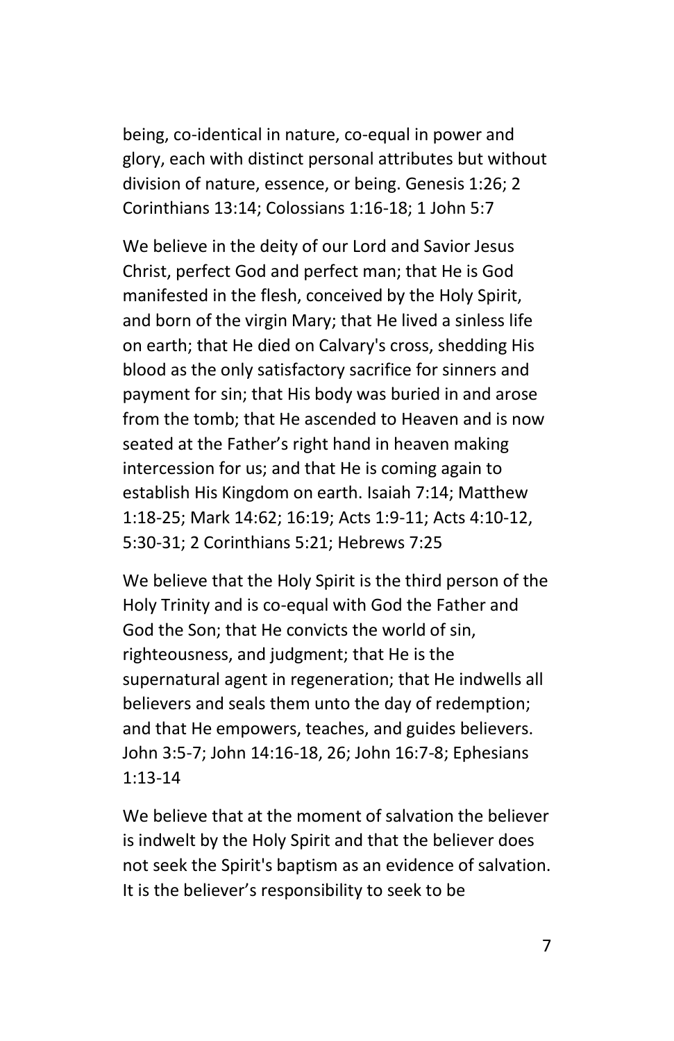being, co-identical in nature, co-equal in power and glory, each with distinct personal attributes but without division of nature, essence, or being. Genesis 1:26; 2 Corinthians 13:14; Colossians 1:16-18; 1 John 5:7

We believe in the deity of our Lord and Savior Jesus Christ, perfect God and perfect man; that He is God manifested in the flesh, conceived by the Holy Spirit, and born of the virgin Mary; that He lived a sinless life on earth; that He died on Calvary's cross, shedding His blood as the only satisfactory sacrifice for sinners and payment for sin; that His body was buried in and arose from the tomb; that He ascended to Heaven and is now seated at the Father's right hand in heaven making intercession for us; and that He is coming again to establish His Kingdom on earth. Isaiah 7:14; Matthew 1:18-25; Mark 14:62; 16:19; Acts 1:9-11; Acts 4:10-12, 5:30-31; 2 Corinthians 5:21; Hebrews 7:25

We believe that the Holy Spirit is the third person of the Holy Trinity and is co-equal with God the Father and God the Son; that He convicts the world of sin, righteousness, and judgment; that He is the supernatural agent in regeneration; that He indwells all believers and seals them unto the day of redemption; and that He empowers, teaches, and guides believers. John 3:5-7; John 14:16-18, 26; John 16:7-8; Ephesians 1:13-14

We believe that at the moment of salvation the believer is indwelt by the Holy Spirit and that the believer does not seek the Spirit's baptism as an evidence of salvation. It is the believer's responsibility to seek to be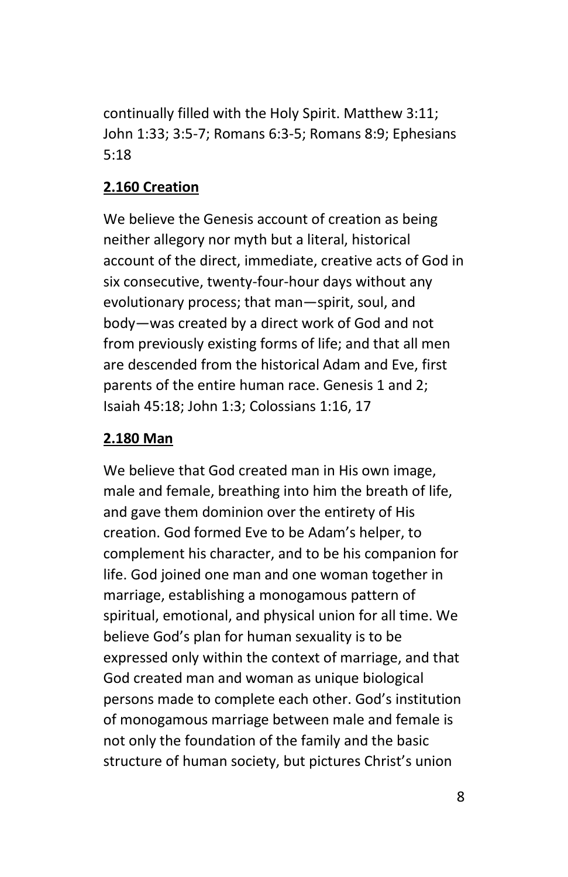continually filled with the Holy Spirit. Matthew 3:11; John 1:33; 3:5-7; Romans 6:3-5; Romans 8:9; Ephesians 5:18

## 2.160 Creation

We believe the Genesis account of creation as being neither allegory nor myth but a literal, historical account of the direct, immediate, creative acts of God in six consecutive, twenty-four-hour days without any evolutionary process; that man—spirit, soul, and body—was created by a direct work of God and not from previously existing forms of life; and that all men are descended from the historical Adam and Eve, first parents of the entire human race. Genesis 1 and 2; Isaiah 45:18; John 1:3; Colossians 1:16, 17

## 2.180 Man

We believe that God created man in His own image, male and female, breathing into him the breath of life, and gave them dominion over the entirety of His creation. God formed Eve to be Adam's helper, to complement his character, and to be his companion for life. God joined one man and one woman together in marriage, establishing a monogamous pattern of spiritual, emotional, and physical union for all time. We believe God's plan for human sexuality is to be expressed only within the context of marriage, and that God created man and woman as unique biological persons made to complete each other. God's institution of monogamous marriage between male and female is not only the foundation of the family and the basic structure of human society, but pictures Christ's union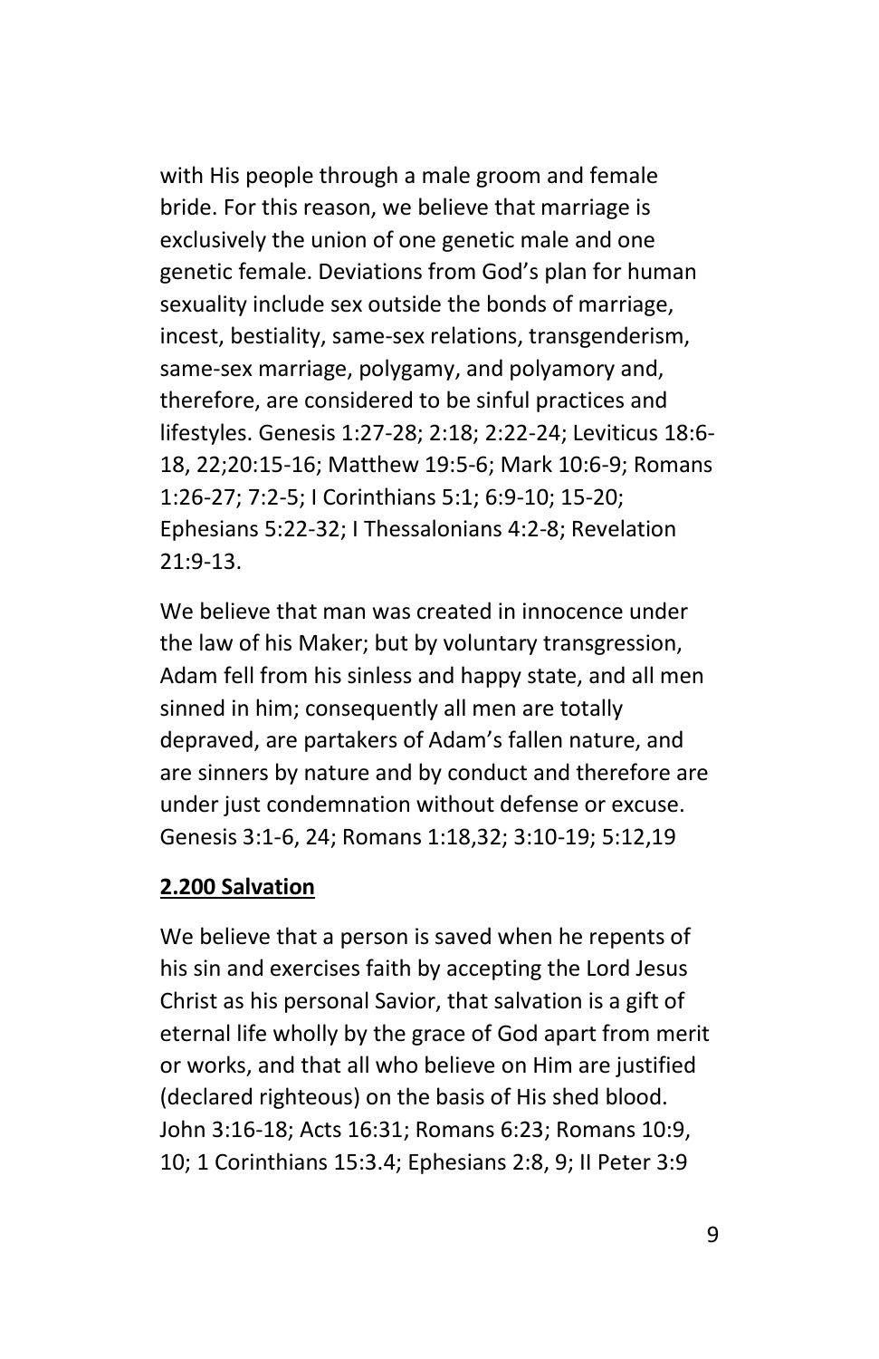with His people through a male groom and female bride. For this reason, we believe that marriage is exclusively the union of one genetic male and one genetic female. Deviations from God's plan for human sexuality include sex outside the bonds of marriage, incest, bestiality, same-sex relations, transgenderism, same-sex marriage, polygamy, and polyamory and, therefore, are considered to be sinful practices and lifestyles. Genesis 1:27-28; 2:18; 2:22-24; Leviticus 18:6-18, 22;20:15-16; Matthew 19:5-6; Mark 10:6-9; Romans 1:26-27; 7:2-5; I Corinthians 5:1; 6:9-10; 15-20; Ephesians 5:22-32; I Thessalonians 4:2-8; Revelation 21:9-13.

We believe that man was created in innocence under the law of his Maker; but by voluntary transgression, Adam fell from his sinless and happy state, and all men sinned in him; consequently all men are totally depraved, are partakers of Adam's fallen nature, and are sinners by nature and by conduct and therefore are under just condemnation without defense or excuse. Genesis 3:1-6, 24; Romans 1:18,32; 3:10-19; 5:12,19

**2.200 Salvation**

We believe that a person is saved when he repents of his sin and exercises faith by accepting the Lord Jesus Christ as his personal Savior, that salvation is a gift of eternal life wholly by the grace of God apart from merit or works, and that all who believe on Him are justified (declared righteous) on the basis of His shed blood. John 3:16-18; Acts 16:31; Romans 6:23; Romans 10:9, 10; 1 Corinthians 15:3.4; Ephesians 2:8, 9; II Peter 3:9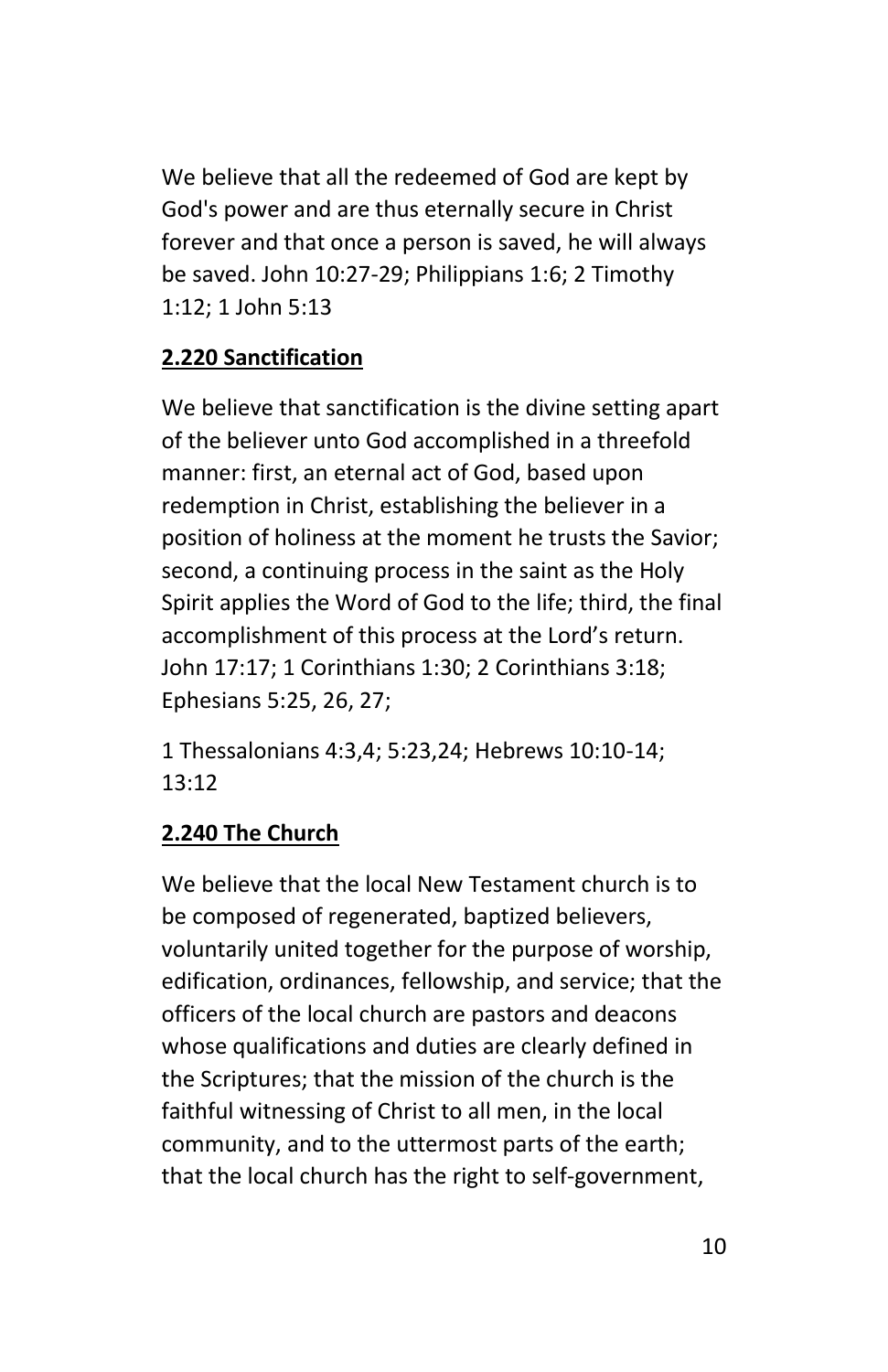We believe that all the redeemed of God are kept by God's power and are thus eternally secure in Christ forever and that once a person is saved, he will always be saved. John 10:27-29; Philippians 1:6; 2 Timothy 1:12; 1 John 5:13

## 2.220 Sanctification

We believe that sanctification is the divine setting apart of the believer unto God accomplished in a threefold manner: first, an eternal act of God, based upon redemption in Christ, establishing the believer in a position of holiness at the moment he trusts the Savior; second, a continuing process in the saint as the Holy Spirit applies the Word of God to the life; third, the final accomplishment of this process at the Lord's return. John 17:17; 1 Corinthians 1:30; 2 Corinthians 3:18; Ephesians 5:25, 26, 27;

1 Thessalonians 4:3,4; 5:23,24; Hebrews 10:10-14; 13:12

## 2.240 The Church

We believe that the local New Testament church is to be composed of regenerated, baptized believers, voluntarily united together for the purpose of worship, edification, ordinances, fellowship, and service; that the officers of the local church are pastors and deacons whose qualifications and duties are clearly defined in the Scriptures; that the mission of the church is the faithful witnessing of Christ to all men, in the local community, and to the uttermost parts of the earth; that the local church has the right to self-government,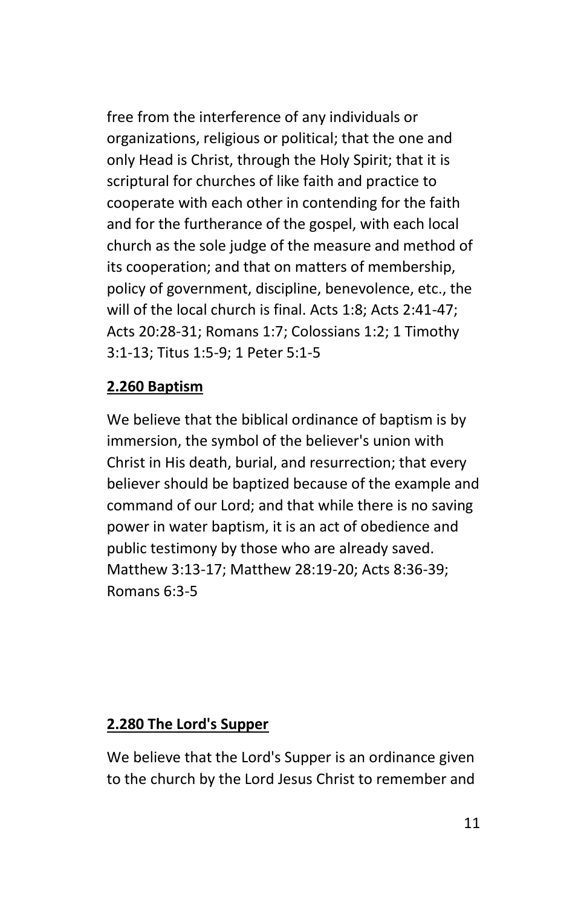free from the interference of any individuals or organizations, religious or political; that the one and only Head is Christ, through the Holy Spirit; that it is scriptural for churches of like faith and practice to cooperate with each other in contending for the faith and for the furtherance of the gospel, with each local church as the sole judge of the measure and method of its cooperation; and that on matters of membership, policy of government, discipline, benevolence, etc., the will of the local church is final. Acts 1:8; Acts 2:41-47; Acts 20:28-31; Romans 1:7; Colossians 1:2; 1 Timothy 3:1-13; Titus 1:5-9; 1 Peter 5:1-5

### 2.260 Baptism

We believe that the biblical ordinance of baptism is by immersion, the symbol of the believer's union with Christ in His death, burial, and resurrection; that every believer should be baptized because of the example and command of our Lord; and that while there is no saving power in water baptism, it is an act of obedience and public testimony by those who are already saved. Matthew 3:13-17; Matthew 28:19-20; Acts 8:36-39; Romans 6:3-5

### 2.280 The Lord's Supper

We believe that the Lord's Supper is an ordinance given to the church by the Lord Jesus Christ to remember and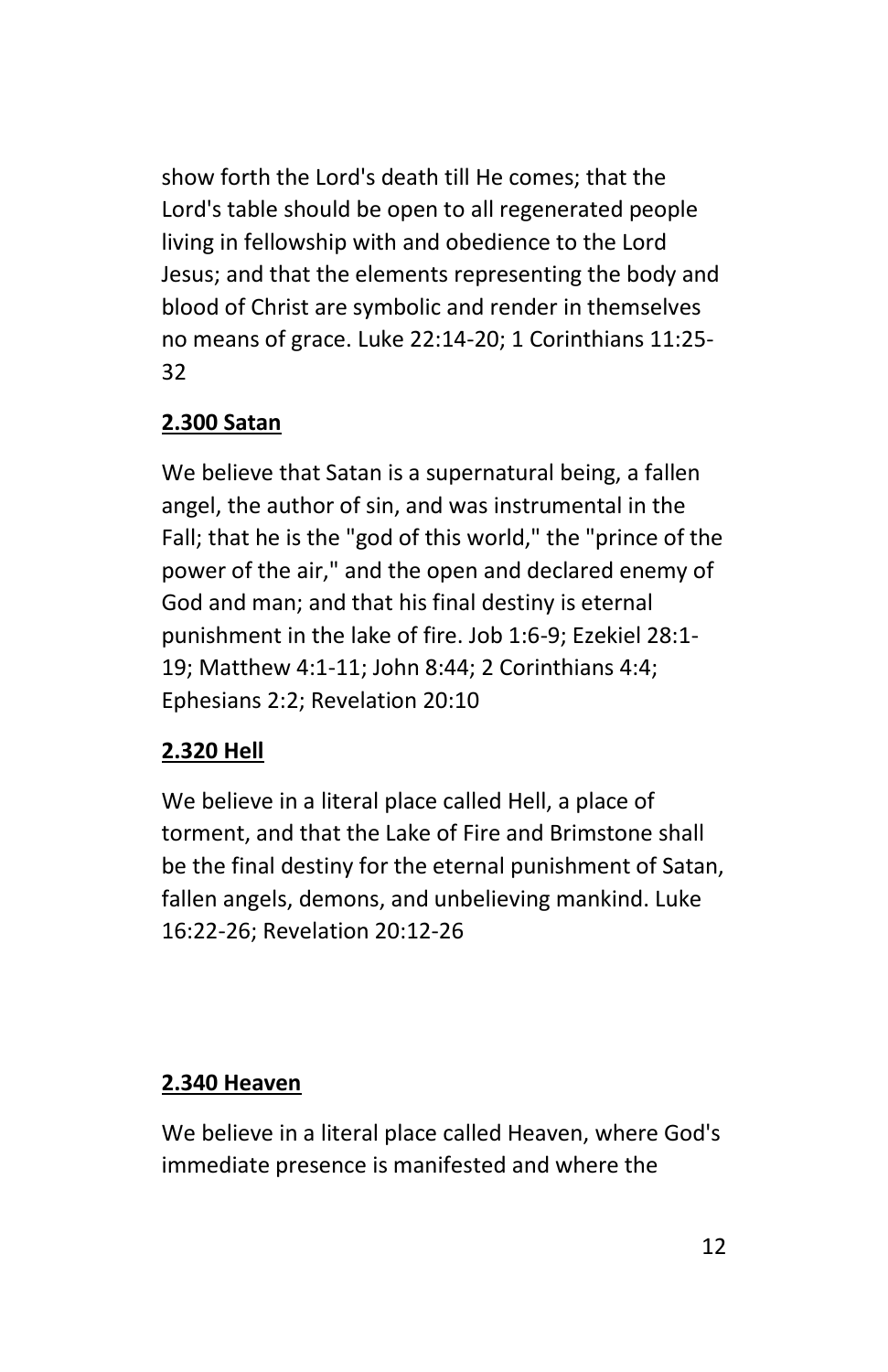show forth the Lord's death till He comes; that the Lord's table should be open to all regenerated people living in fellowship with and obedience to the Lord Jesus; and that the elements representing the body and blood of Christ are symbolic and render in themselves no means of grace. Luke 22:14-20; 1 Corinthians 11:25-32

**2.300 Satan**

We believe that Satan is a supernatural being, a fallen angel, the author of sin, and was instrumental in the Fall; that he is the "god of this world," the "prince of the power of the air," and the open and declared enemy of God and man; and that his final destiny is eternal punishment in the lake of fire. Job 1:6-9; Ezekiel 28:1-19; Matthew 4:1-11; John 8:44; 2 Corinthians 4:4; Ephesians 2:2; Revelation 20:10

**2.320 Hell**

We believe in a literal place called Hell, a place of torment, and that the Lake of Fire and Brimstone shall be the final destiny for the eternal punishment of Satan, fallen angels, demons, and unbelieving mankind. Luke 16:22-26; Revelation 20:12-26

**2.340 Heaven**

We believe in a literal place called Heaven, where God's immediate presence is manifested and where the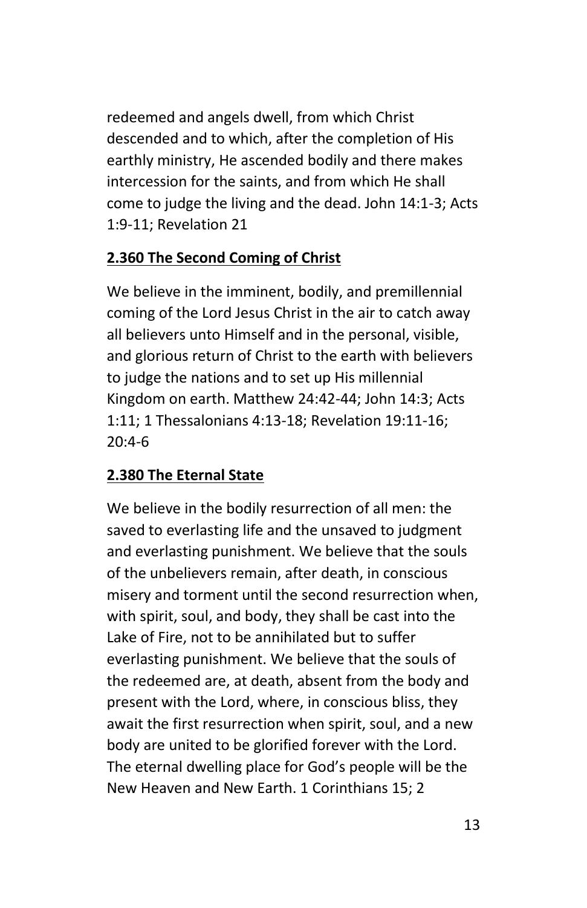redeemed and angels dwell, from which Christ descended and to which, after the completion of His earthly ministry, He ascended bodily and there makes intercession for the saints, and from which He shall come to judge the living and the dead. John 14:1-3; Acts 1:9-11; Revelation 21

### 2.360 The Second Coming of Christ

We believe in the imminent, bodily, and premillennial coming of the Lord Jesus Christ in the air to catch away all believers unto Himself and in the personal, visible, and glorious return of Christ to the earth with believers to judge the nations and to set up His millennial Kingdom on earth. Matthew 24:42-44; John 14:3; Acts 1:11; 1 Thessalonians 4:13-18; Revelation 19:11-16; 20:4-6

### 2.380 The Eternal State

We believe in the bodily resurrection of all men: the saved to everlasting life and the unsaved to judgment and everlasting punishment. We believe that the souls of the unbelievers remain, after death, in conscious misery and torment until the second resurrection when, with spirit, soul, and body, they shall be cast into the Lake of Fire, not to be annihilated but to suffer everlasting punishment. We believe that the souls of the redeemed are, at death, absent from the body and present with the Lord, where, in conscious bliss, they await the first resurrection when spirit, soul, and a new body are united to be glorified forever with the Lord. The eternal dwelling place for God's people will be the New Heaven and New Earth. 1 Corinthians 15; 2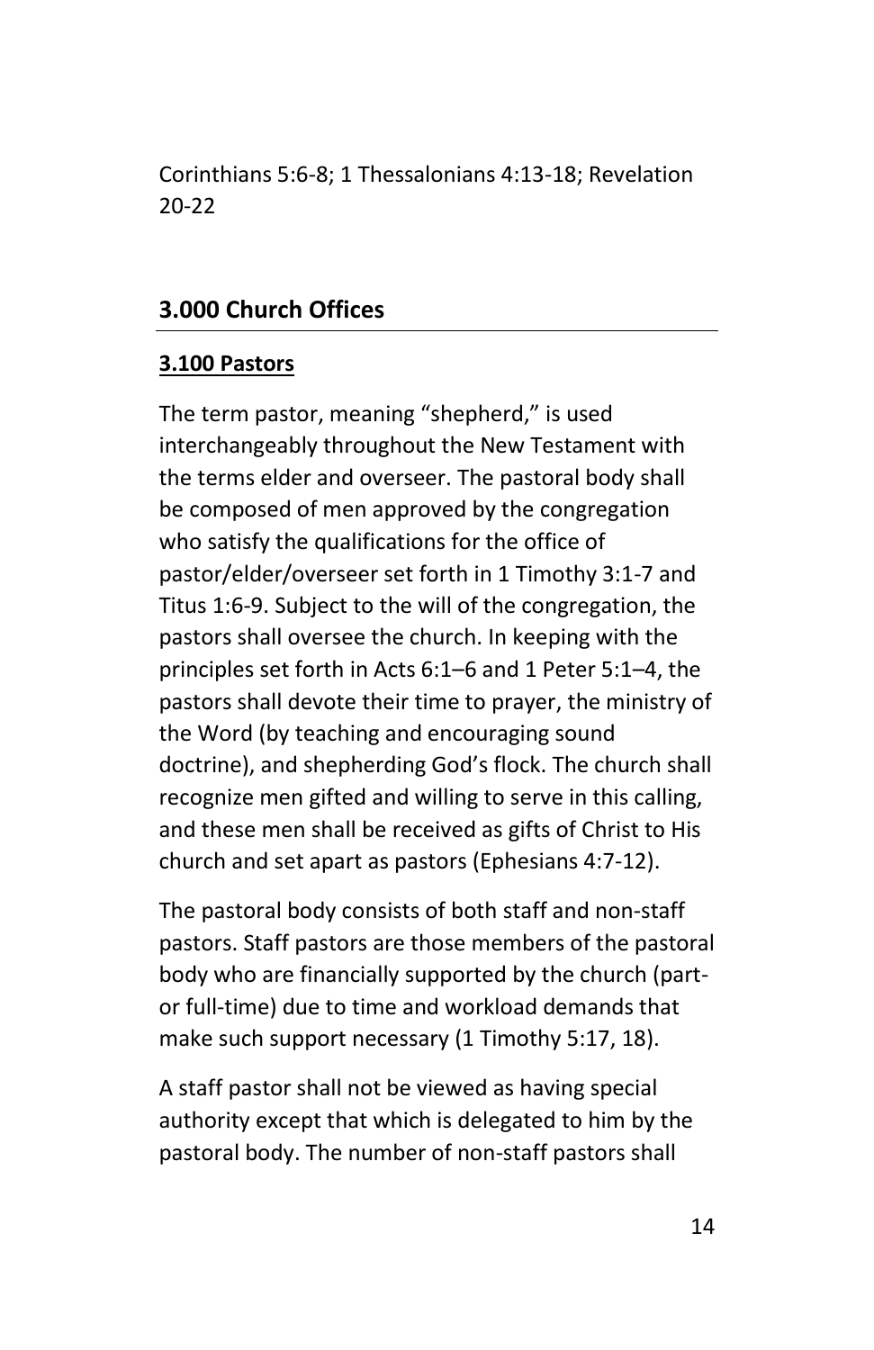Corinthians 5:6-8; 1 Thessalonians 4:13-18; Revelation 20-22

## 3.000 Church Offices

### 3.100 Pastors

The term pastor, meaning "shepherd," is used interchangeably throughout the New Testament with the terms elder and overseer. The pastoral body shall be composed of men approved by the congregation who satisfy the qualifications for the office of pastor/elder/overseer set forth in 1 Timothy 3:1-7 and Titus 1:6-9. Subject to the will of the congregation, the pastors shall oversee the church. In keeping with the principles set forth in Acts 6:1–6 and 1 Peter 5:1–4, the pastors shall devote their time to prayer, the ministry of the Word (by teaching and encouraging sound doctrine), and shepherding God's flock. The church shall recognize men gifted and willing to serve in this calling, and these men shall be received as gifts of Christ to His church and set apart as pastors (Ephesians 4:7-12).

The pastoral body consists of both staff and non-staff pastors. Staff pastors are those members of the pastoral body who are financially supported by the church (part- or full-time) due to time and workload demands that make such support necessary (1 Timothy 5:17, 18).

A staff pastor shall not be viewed as having special authority except that which is delegated to him by the pastoral body. The number of non-staff pastors shall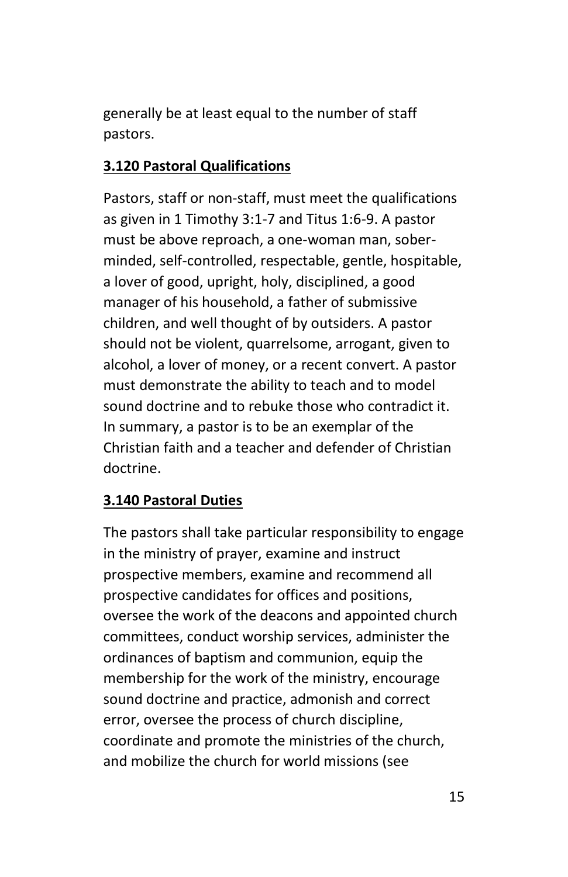generally be at least equal to the number of staff pastors.

### 3.120 Pastoral Qualifications

Pastors, staff or non-staff, must meet the qualifications as given in 1 Timothy 3:1-7 and Titus 1:6-9. A pastor must be above reproach, a one-woman man, sober-minded, self-controlled, respectable, gentle, hospitable, a lover of good, upright, holy, disciplined, a good manager of his household, a father of submissive children, and well thought of by outsiders. A pastor should not be violent, quarrelsome, arrogant, given to alcohol, a lover of money, or a recent convert. A pastor must demonstrate the ability to teach and to model sound doctrine and to rebuke those who contradict it. In summary, a pastor is to be an exemplar of the Christian faith and a teacher and defender of Christian doctrine.

### 3.140 Pastoral Duties

The pastors shall take particular responsibility to engage in the ministry of prayer, examine and instruct prospective members, examine and recommend all prospective candidates for offices and positions, oversee the work of the deacons and appointed church committees, conduct worship services, administer the ordinances of baptism and communion, equip the membership for the work of the ministry, encourage sound doctrine and practice, admonish and correct error, oversee the process of church discipline, coordinate and promote the ministries of the church, and mobilize the church for world missions (see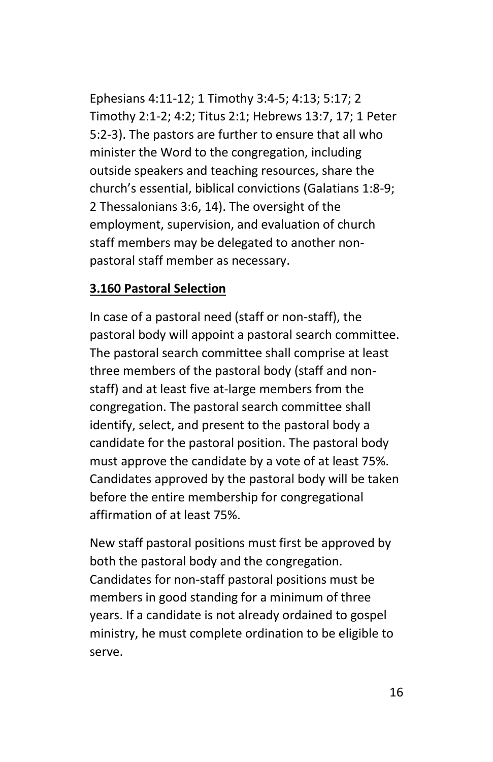Ephesians 4:11-12; 1 Timothy 3:4-5; 4:13; 5:17; 2 Timothy 2:1-2; 4:2; Titus 2:1; Hebrews 13:7, 17; 1 Peter 5:2-3). The pastors are further to ensure that all who minister the Word to the congregation, including outside speakers and teaching resources, share the church's essential, biblical convictions (Galatians 1:8-9; 2 Thessalonians 3:6, 14). The oversight of the employment, supervision, and evaluation of church staff members may be delegated to another non-pastoral staff member as necessary.

**3.160 Pastoral Selection**

In case of a pastoral need (staff or non-staff), the pastoral body will appoint a pastoral search committee. The pastoral search committee shall comprise at least three members of the pastoral body (staff and non-staff) and at least five at-large members from the congregation. The pastoral search committee shall identify, select, and present to the pastoral body a candidate for the pastoral position. The pastoral body must approve the candidate by a vote of at least 75%. Candidates approved by the pastoral body will be taken before the entire membership for congregational affirmation of at least 75%.

New staff pastoral positions must first be approved by both the pastoral body and the congregation. Candidates for non-staff pastoral positions must be members in good standing for a minimum of three years. If a candidate is not already ordained to gospel ministry, he must complete ordination to be eligible to serve.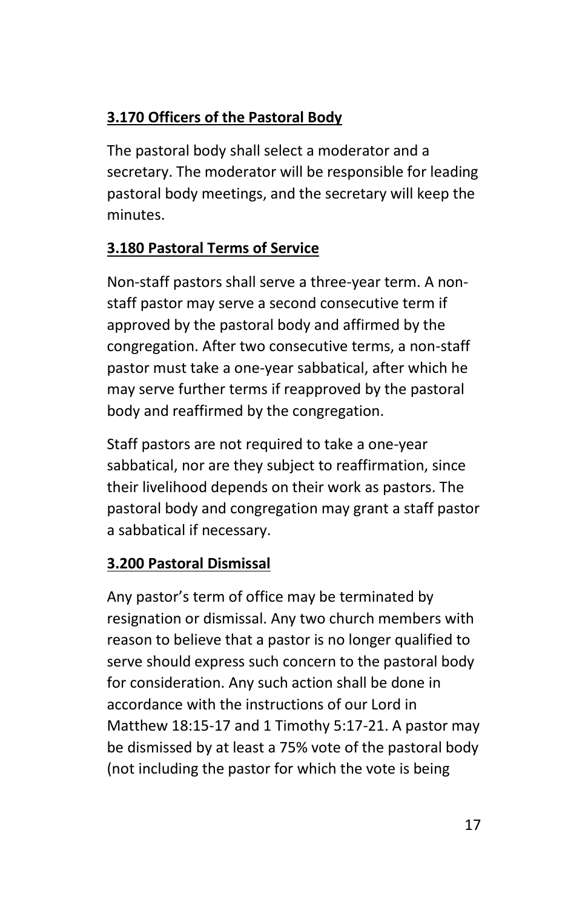**3.170 Officers of the Pastoral Body**

The pastoral body shall select a moderator and a secretary. The moderator will be responsible for leading pastoral body meetings, and the secretary will keep the minutes.

**3.180 Pastoral Terms of Service**

Non-staff pastors shall serve a three-year term. A non-staff pastor may serve a second consecutive term if approved by the pastoral body and affirmed by the congregation. After two consecutive terms, a non-staff pastor must take a one-year sabbatical, after which he may serve further terms if reapproved by the pastoral body and reaffirmed by the congregation.

Staff pastors are not required to take a one-year sabbatical, nor are they subject to reaffirmation, since their livelihood depends on their work as pastors. The pastoral body and congregation may grant a staff pastor a sabbatical if necessary.

**3.200 Pastoral Dismissal**

Any pastor's term of office may be terminated by resignation or dismissal. Any two church members with reason to believe that a pastor is no longer qualified to serve should express such concern to the pastoral body for consideration. Any such action shall be done in accordance with the instructions of our Lord in Matthew 18:15-17 and 1 Timothy 5:17-21. A pastor may be dismissed by at least a 75% vote of the pastoral body (not including the pastor for which the vote is being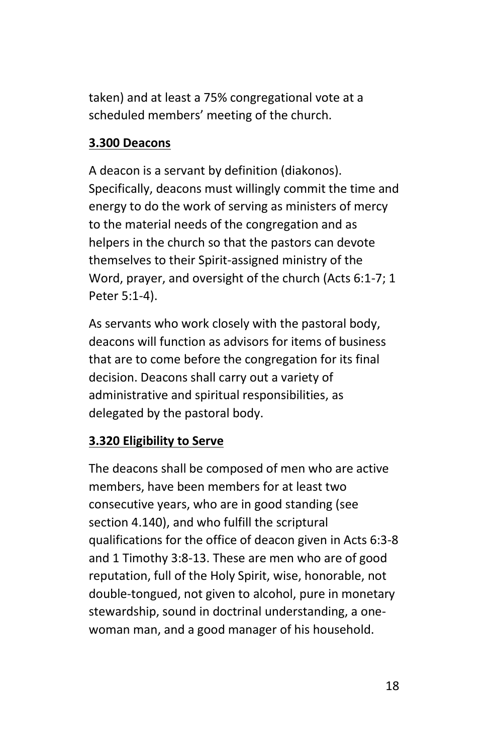taken) and at least a 75% congregational vote at a scheduled members' meeting of the church.

### 3.300 Deacons

A deacon is a servant by definition (diakonos). Specifically, deacons must willingly commit the time and energy to do the work of serving as ministers of mercy to the material needs of the congregation and as helpers in the church so that the pastors can devote themselves to their Spirit-assigned ministry of the Word, prayer, and oversight of the church (Acts 6:1-7; 1 Peter 5:1-4).

As servants who work closely with the pastoral body, deacons will function as advisors for items of business that are to come before the congregation for its final decision. Deacons shall carry out a variety of administrative and spiritual responsibilities, as delegated by the pastoral body.

### 3.320 Eligibility to Serve

The deacons shall be composed of men who are active members, have been members for at least two consecutive years, who are in good standing (see section 4.140), and who fulfill the scriptural qualifications for the office of deacon given in Acts 6:3-8 and 1 Timothy 3:8-13. These are men who are of good reputation, full of the Holy Spirit, wise, honorable, not double-tongued, not given to alcohol, pure in monetary stewardship, sound in doctrinal understanding, a one-woman man, and a good manager of his household.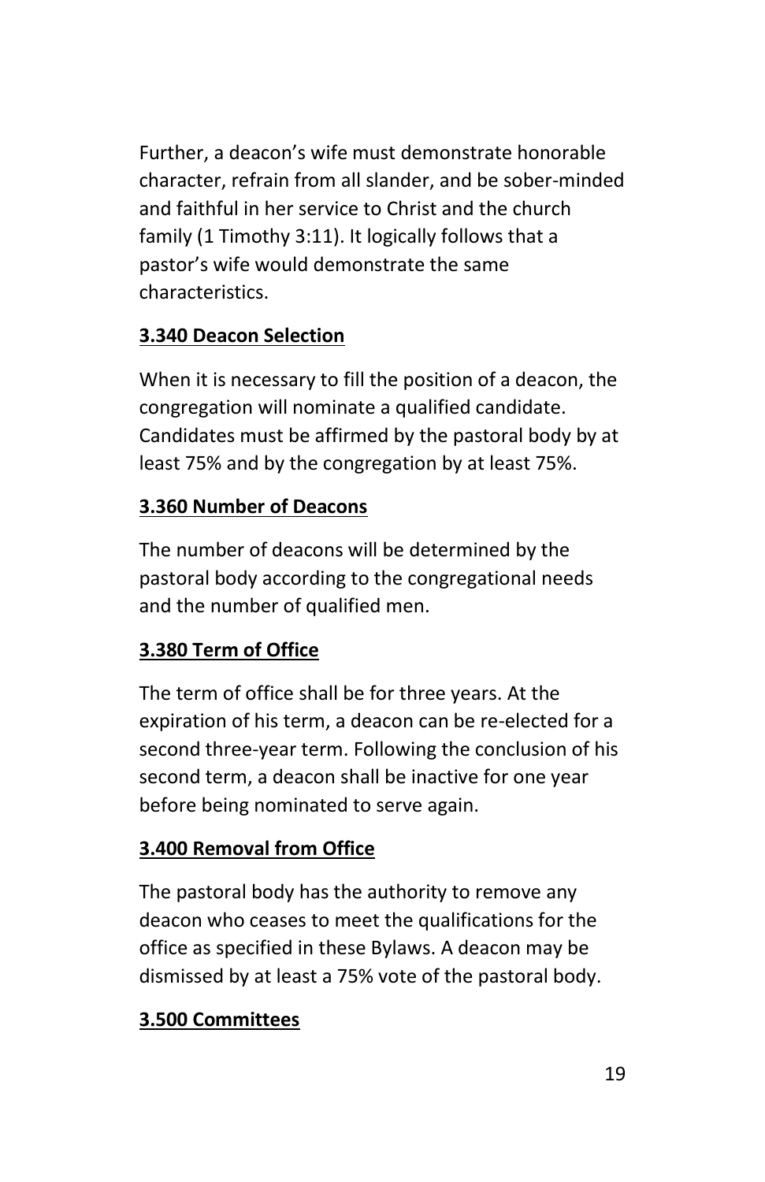Further, a deacon's wife must demonstrate honorable character, refrain from all slander, and be sober-minded and faithful in her service to Christ and the church family (1 Timothy 3:11). It logically follows that a pastor's wife would demonstrate the same characteristics.

### 3.340 Deacon Selection

When it is necessary to fill the position of a deacon, the congregation will nominate a qualified candidate. Candidates must be affirmed by the pastoral body by at least 75% and by the congregation by at least 75%.

### 3.360 Number of Deacons

The number of deacons will be determined by the pastoral body according to the congregational needs and the number of qualified men.

### 3.380 Term of Office

The term of office shall be for three years. At the expiration of his term, a deacon can be re-elected for a second three-year term. Following the conclusion of his second term, a deacon shall be inactive for one year before being nominated to serve again.

### 3.400 Removal from Office

The pastoral body has the authority to remove any deacon who ceases to meet the qualifications for the office as specified in these Bylaws. A deacon may be dismissed by at least a 75% vote of the pastoral body.

### 3.500 Committees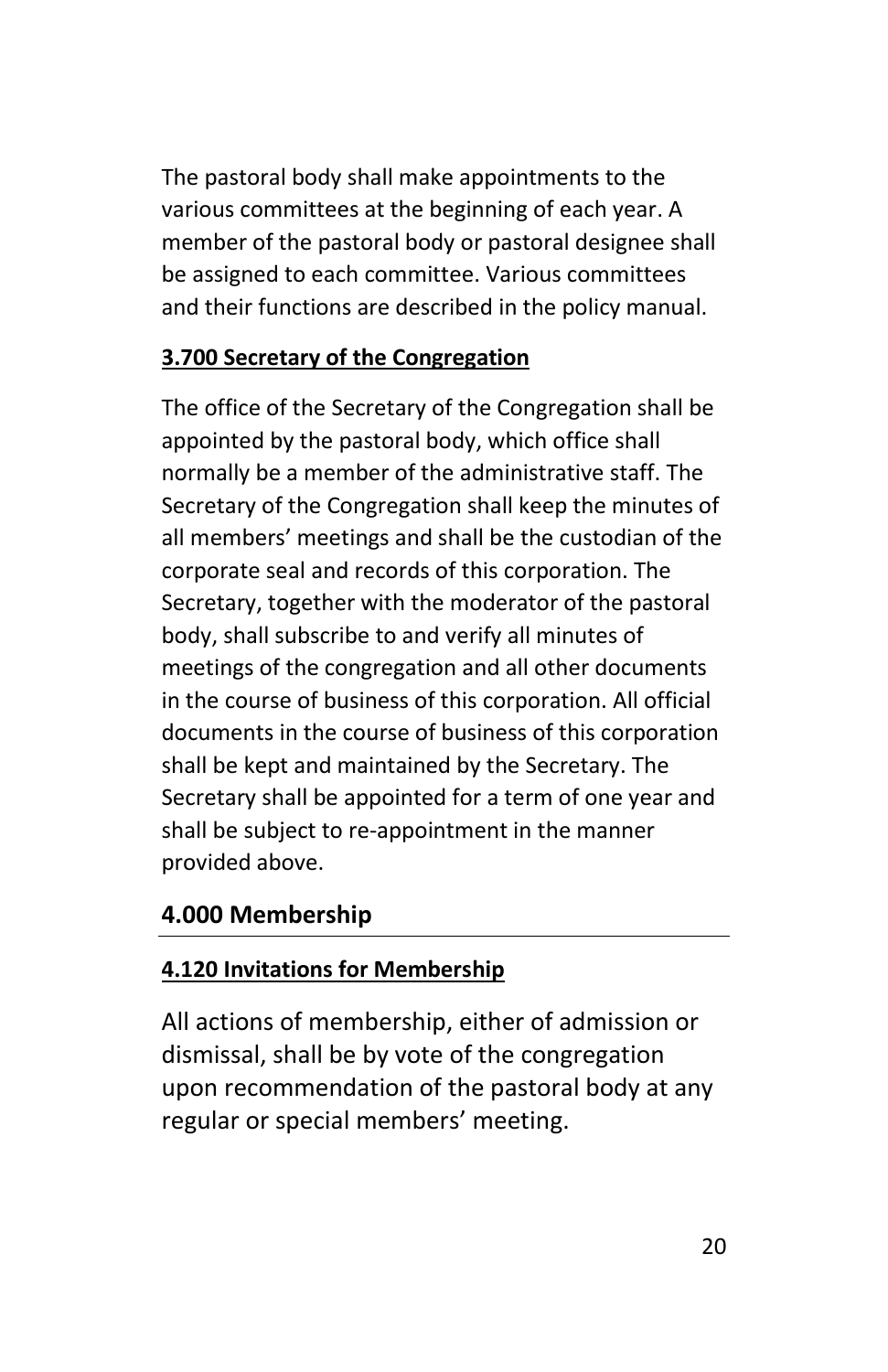The pastoral body shall make appointments to the various committees at the beginning of each year. A member of the pastoral body or pastoral designee shall be assigned to each committee. Various committees and their functions are described in the policy manual.

### 3.700 Secretary of the Congregation

The office of the Secretary of the Congregation shall be appointed by the pastoral body, which office shall normally be a member of the administrative staff. The Secretary of the Congregation shall keep the minutes of all members' meetings and shall be the custodian of the corporate seal and records of this corporation. The Secretary, together with the moderator of the pastoral body, shall subscribe to and verify all minutes of meetings of the congregation and all other documents in the course of business of this corporation. All official documents in the course of business of this corporation shall be kept and maintained by the Secretary. The Secretary shall be appointed for a term of one year and shall be subject to re-appointment in the manner provided above.

## 4.000 Membership

### 4.120 Invitations for Membership

All actions of membership, either of admission or dismissal, shall be by vote of the congregation upon recommendation of the pastoral body at any regular or special members' meeting.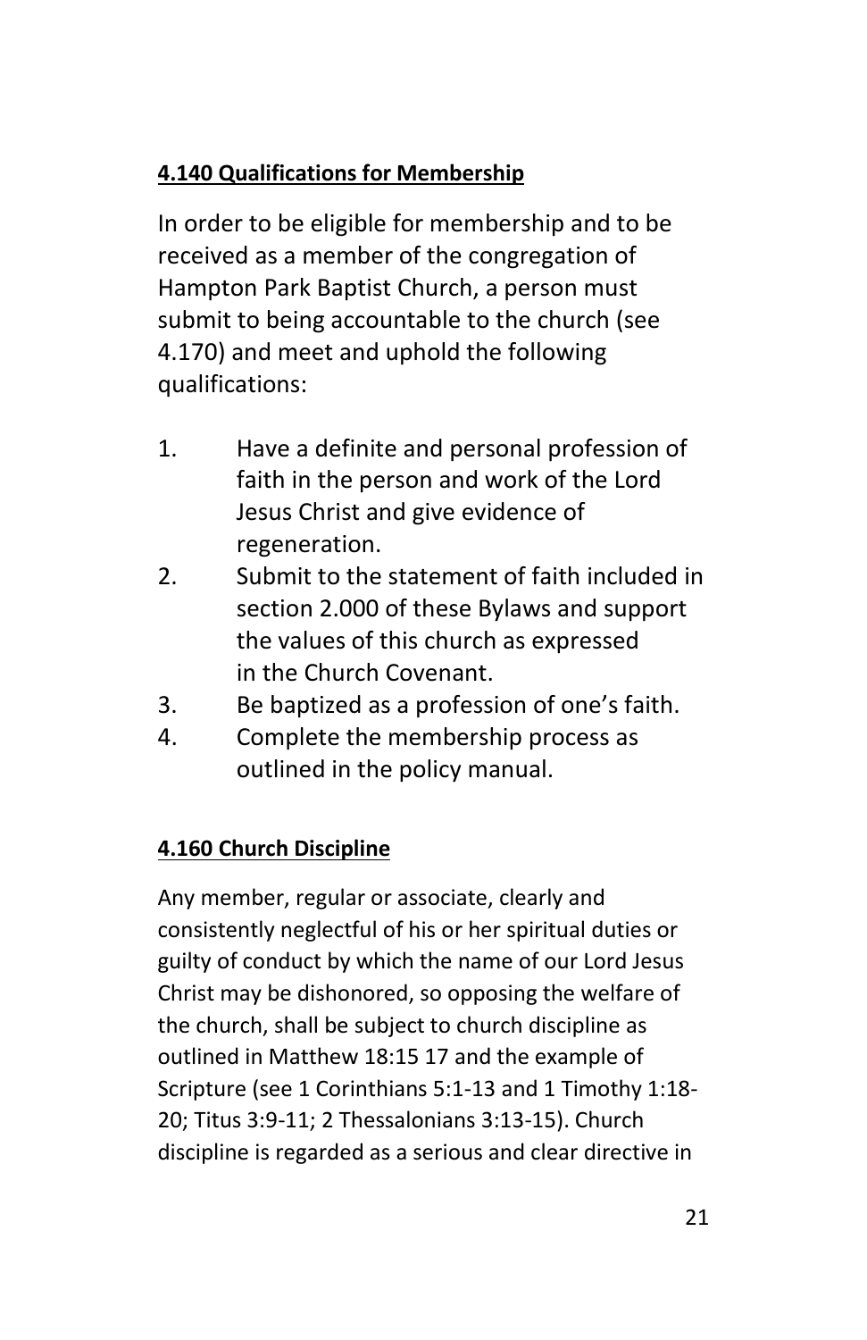**4.140 Qualifications for Membership**

In order to be eligible for membership and to be received as a member of the congregation of Hampton Park Baptist Church, a person must submit to being accountable to the church (see 4.170) and meet and uphold the following qualifications:

1. Have a definite and personal profession of faith in the person and work of the Lord Jesus Christ and give evidence of regeneration.
2. Submit to the statement of faith included in section 2.000 of these Bylaws and support the values of this church as expressed in the Church Covenant.
3. Be baptized as a profession of one's faith.
4. Complete the membership process as outlined in the policy manual.

**4.160 Church Discipline**

Any member, regular or associate, clearly and consistently neglectful of his or her spiritual duties or guilty of conduct by which the name of our Lord Jesus Christ may be dishonored, so opposing the welfare of the church, shall be subject to church discipline as outlined in Matthew 18:15 17 and the example of Scripture (see 1 Corinthians 5:1-13 and 1 Timothy 1:18-20; Titus 3:9-11; 2 Thessalonians 3:13-15). Church discipline is regarded as a serious and clear directive in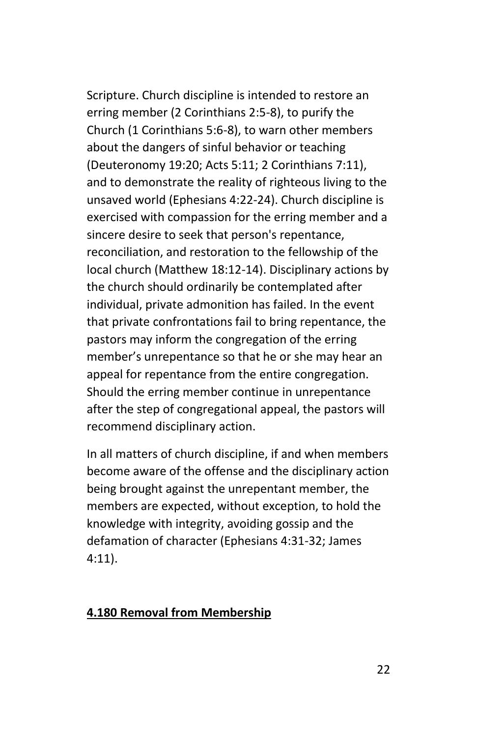Scripture. Church discipline is intended to restore an erring member (2 Corinthians 2:5-8), to purify the Church (1 Corinthians 5:6-8), to warn other members about the dangers of sinful behavior or teaching (Deuteronomy 19:20; Acts 5:11; 2 Corinthians 7:11), and to demonstrate the reality of righteous living to the unsaved world (Ephesians 4:22-24). Church discipline is exercised with compassion for the erring member and a sincere desire to seek that person's repentance, reconciliation, and restoration to the fellowship of the local church (Matthew 18:12-14). Disciplinary actions by the church should ordinarily be contemplated after individual, private admonition has failed. In the event that private confrontations fail to bring repentance, the pastors may inform the congregation of the erring member's unrepentance so that he or she may hear an appeal for repentance from the entire congregation. Should the erring member continue in unrepentance after the step of congregational appeal, the pastors will recommend disciplinary action.

In all matters of church discipline, if and when members become aware of the offense and the disciplinary action being brought against the unrepentant member, the members are expected, without exception, to hold the knowledge with integrity, avoiding gossip and the defamation of character (Ephesians 4:31-32; James 4:11).

**4.180 Removal from Membership**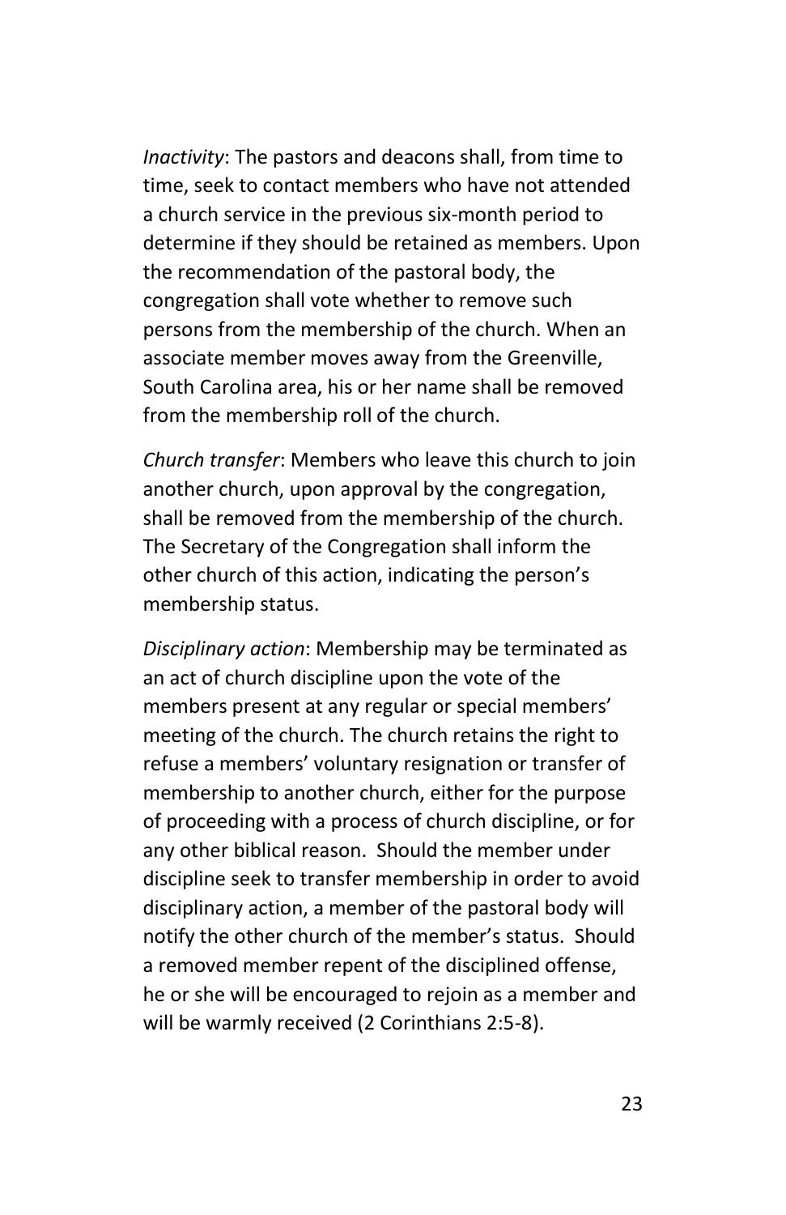*Inactivity*: The pastors and deacons shall, from time to time, seek to contact members who have not attended a church service in the previous six-month period to determine if they should be retained as members. Upon the recommendation of the pastoral body, the congregation shall vote whether to remove such persons from the membership of the church. When an associate member moves away from the Greenville, South Carolina area, his or her name shall be removed from the membership roll of the church.

*Church transfer*: Members who leave this church to join another church, upon approval by the congregation, shall be removed from the membership of the church. The Secretary of the Congregation shall inform the other church of this action, indicating the person's membership status.

*Disciplinary action*: Membership may be terminated as an act of church discipline upon the vote of the members present at any regular or special members' meeting of the church. The church retains the right to refuse a members' voluntary resignation or transfer of membership to another church, either for the purpose of proceeding with a process of church discipline, or for any other biblical reason. Should the member under discipline seek to transfer membership in order to avoid disciplinary action, a member of the pastoral body will notify the other church of the member's status. Should a removed member repent of the disciplined offense, he or she will be encouraged to rejoin as a member and will be warmly received (2 Corinthians 2:5-8).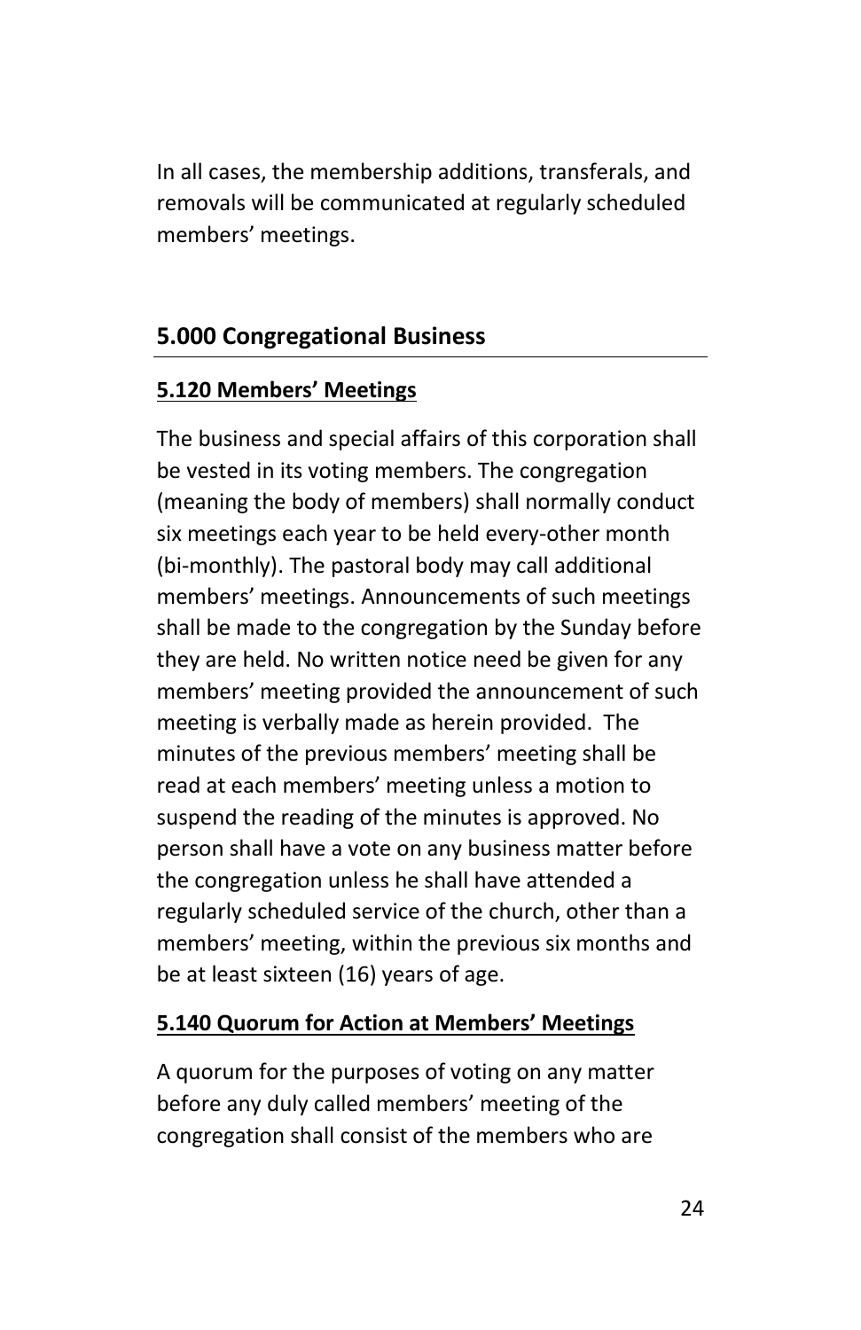In all cases, the membership additions, transferals, and removals will be communicated at regularly scheduled members' meetings.

## 5.000 Congregational Business

### 5.120 Members' Meetings

The business and special affairs of this corporation shall be vested in its voting members. The congregation (meaning the body of members) shall normally conduct six meetings each year to be held every-other month (bi-monthly). The pastoral body may call additional members' meetings. Announcements of such meetings shall be made to the congregation by the Sunday before they are held. No written notice need be given for any members' meeting provided the announcement of such meeting is verbally made as herein provided. The minutes of the previous members' meeting shall be read at each members' meeting unless a motion to suspend the reading of the minutes is approved. No person shall have a vote on any business matter before the congregation unless he shall have attended a regularly scheduled service of the church, other than a members' meeting, within the previous six months and be at least sixteen (16) years of age.

### 5.140 Quorum for Action at Members' Meetings

A quorum for the purposes of voting on any matter before any duly called members' meeting of the congregation shall consist of the members who are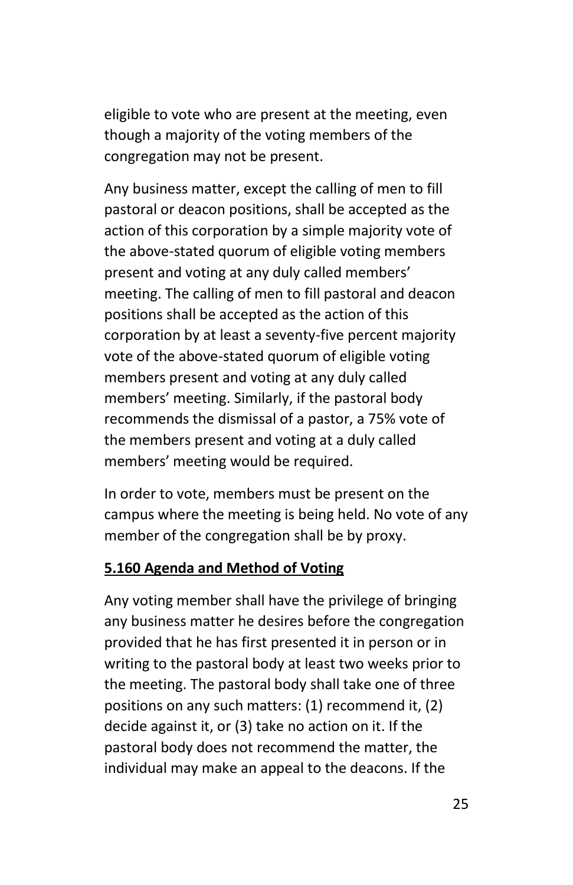eligible to vote who are present at the meeting, even though a majority of the voting members of the congregation may not be present.

Any business matter, except the calling of men to fill pastoral or deacon positions, shall be accepted as the action of this corporation by a simple majority vote of the above-stated quorum of eligible voting members present and voting at any duly called members' meeting. The calling of men to fill pastoral and deacon positions shall be accepted as the action of this corporation by at least a seventy-five percent majority vote of the above-stated quorum of eligible voting members present and voting at any duly called members' meeting. Similarly, if the pastoral body recommends the dismissal of a pastor, a 75% vote of the members present and voting at a duly called members' meeting would be required.

In order to vote, members must be present on the campus where the meeting is being held. No vote of any member of the congregation shall be by proxy.

### 5.160 Agenda and Method of Voting

Any voting member shall have the privilege of bringing any business matter he desires before the congregation provided that he has first presented it in person or in writing to the pastoral body at least two weeks prior to the meeting. The pastoral body shall take one of three positions on any such matters: (1) recommend it, (2) decide against it, or (3) take no action on it. If the pastoral body does not recommend the matter, the individual may make an appeal to the deacons. If the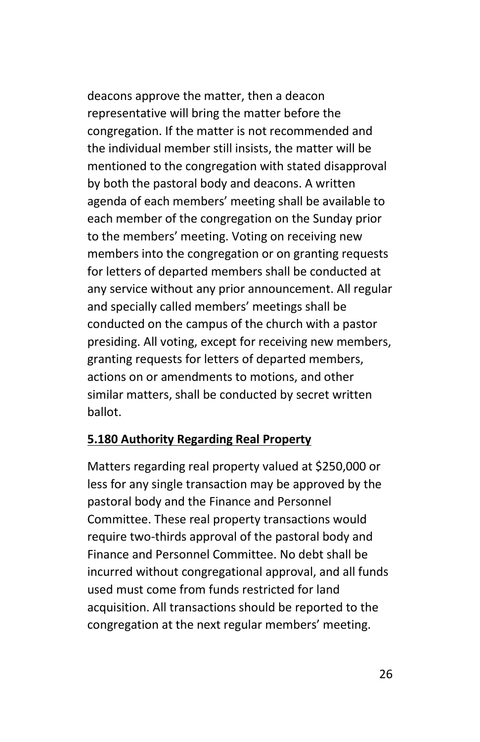deacons approve the matter, then a deacon representative will bring the matter before the congregation. If the matter is not recommended and the individual member still insists, the matter will be mentioned to the congregation with stated disapproval by both the pastoral body and deacons. A written agenda of each members' meeting shall be available to each member of the congregation on the Sunday prior to the members' meeting. Voting on receiving new members into the congregation or on granting requests for letters of departed members shall be conducted at any service without any prior announcement. All regular and specially called members' meetings shall be conducted on the campus of the church with a pastor presiding. All voting, except for receiving new members, granting requests for letters of departed members, actions on or amendments to motions, and other similar matters, shall be conducted by secret written ballot.

### 5.180 Authority Regarding Real Property

Matters regarding real property valued at $250,000 or less for any single transaction may be approved by the pastoral body and the Finance and Personnel Committee. These real property transactions would require two-thirds approval of the pastoral body and Finance and Personnel Committee. No debt shall be incurred without congregational approval, and all funds used must come from funds restricted for land acquisition. All transactions should be reported to the congregation at the next regular members' meeting.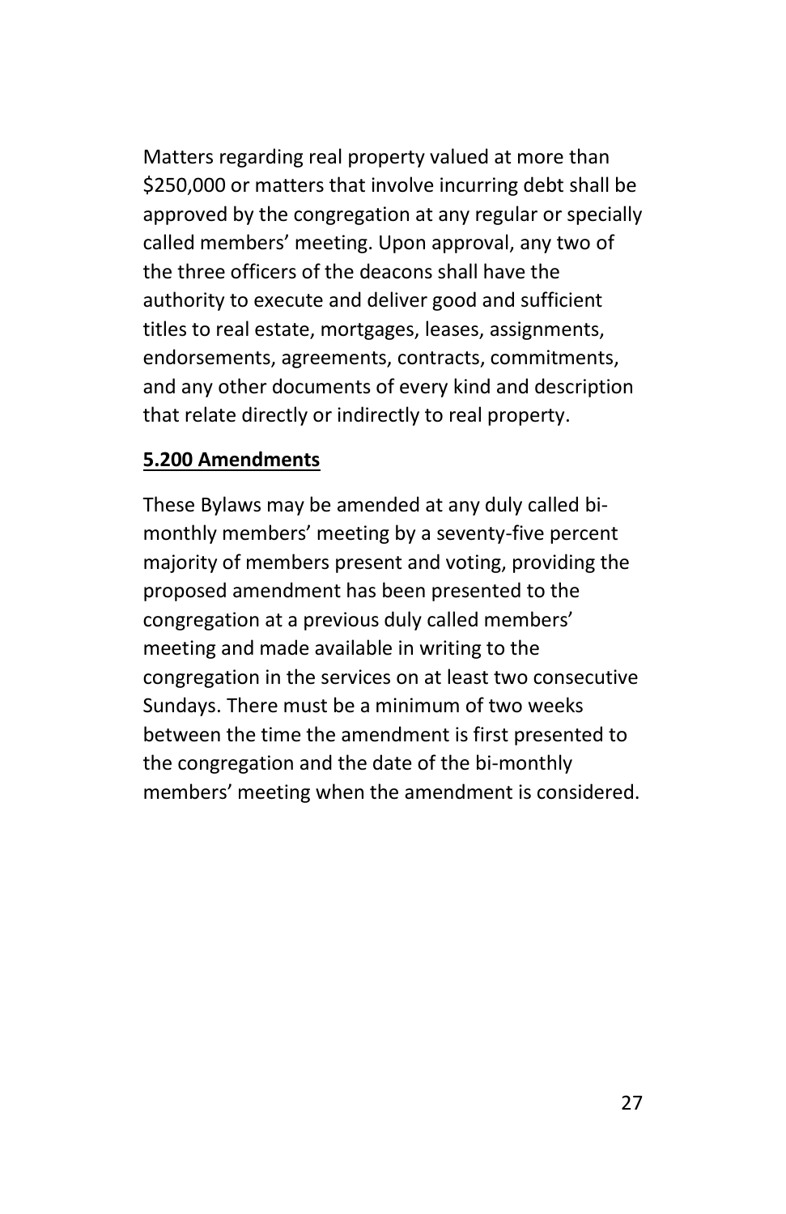Matters regarding real property valued at more than $250,000 or matters that involve incurring debt shall be approved by the congregation at any regular or specially called members' meeting. Upon approval, any two of the three officers of the deacons shall have the authority to execute and deliver good and sufficient titles to real estate, mortgages, leases, assignments, endorsements, agreements, contracts, commitments, and any other documents of every kind and description that relate directly or indirectly to real property.

## 5.200 Amendments

These Bylaws may be amended at any duly called bi-monthly members' meeting by a seventy-five percent majority of members present and voting, providing the proposed amendment has been presented to the congregation at a previous duly called members' meeting and made available in writing to the congregation in the services on at least two consecutive Sundays. There must be a minimum of two weeks between the time the amendment is first presented to the congregation and the date of the bi-monthly members' meeting when the amendment is considered.